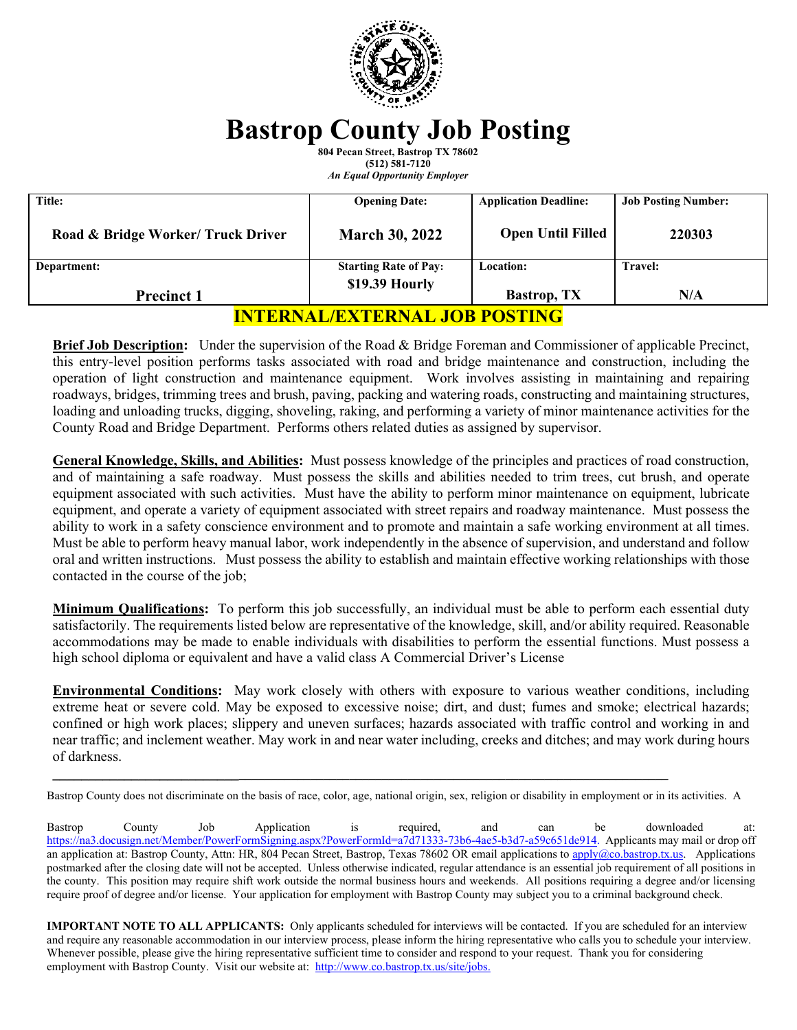# Bastrop County Job Posting

**804 Pecan Street, Bastrop TX 78602**
**(512) 581-7120**
*An Equal Opportunity Employer*

| Title: | Opening Date: | Application Deadline: | Job Posting Number: |
|---|---|---|---|
| **Road & Bridge Worker/ Truck Driver** | **March 30, 2022** | **Open Until Filled** | **220303** |
| **Department:** | **Starting Rate of Pay:** | **Location:** | **Travel:** |
| **Precinct 1** | **$19.39 Hourly** | **Bastrop, TX** | **N/A** |

## INTERNAL/EXTERNAL JOB POSTING

**Brief Job Description:** Under the supervision of the Road & Bridge Foreman and Commissioner of applicable Precinct, this entry-level position performs tasks associated with road and bridge maintenance and construction, including the operation of light construction and maintenance equipment. Work involves assisting in maintaining and repairing roadways, bridges, trimming trees and brush, paving, packing and watering roads, constructing and maintaining structures, loading and unloading trucks, digging, shoveling, raking, and performing a variety of minor maintenance activities for the County Road and Bridge Department. Performs others related duties as assigned by supervisor.

**General Knowledge, Skills, and Abilities:** Must possess knowledge of the principles and practices of road construction, and of maintaining a safe roadway. Must possess the skills and abilities needed to trim trees, cut brush, and operate equipment associated with such activities. Must have the ability to perform minor maintenance on equipment, lubricate equipment, and operate a variety of equipment associated with street repairs and roadway maintenance. Must possess the ability to work in a safety conscience environment and to promote and maintain a safe working environment at all times. Must be able to perform heavy manual labor, work independently in the absence of supervision, and understand and follow oral and written instructions. Must possess the ability to establish and maintain effective working relationships with those contacted in the course of the job;

**Minimum Qualifications:** To perform this job successfully, an individual must be able to perform each essential duty satisfactorily. The requirements listed below are representative of the knowledge, skill, and/or ability required. Reasonable accommodations may be made to enable individuals with disabilities to perform the essential functions. Must possess a high school diploma or equivalent and have a valid class A Commercial Driver's License

**Environmental Conditions:** May work closely with others with exposure to various weather conditions, including extreme heat or severe cold. May be exposed to excessive noise; dirt, and dust; fumes and smoke; electrical hazards; confined or high work places; slippery and uneven surfaces; hazards associated with traffic control and working in and near traffic; and inclement weather. May work in and near water including, creeks and ditches; and may work during hours of darkness.

---

Bastrop County does not discriminate on the basis of race, color, age, national origin, sex, religion or disability in employment or in its activities. A

Bastrop County Job Application is required, and can be downloaded at: https://na3.docusign.net/Member/PowerFormSigning.aspx?PowerFormId=a7d71333-73b6-4ae5-b3d7-a59c651de914. Applicants may mail or drop off an application at: Bastrop County, Attn: HR, 804 Pecan Street, Bastrop, Texas 78602 OR email applications to apply@co.bastrop.tx.us. Applications postmarked after the closing date will not be accepted. Unless otherwise indicated, regular attendance is an essential job requirement of all positions in the county. This position may require shift work outside the normal business hours and weekends. All positions requiring a degree and/or licensing require proof of degree and/or license. Your application for employment with Bastrop County may subject you to a criminal background check.

**IMPORTANT NOTE TO ALL APPLICANTS:** Only applicants scheduled for interviews will be contacted. If you are scheduled for an interview and require any reasonable accommodation in our interview process, please inform the hiring representative who calls you to schedule your interview. Whenever possible, please give the hiring representative sufficient time to consider and respond to your request. Thank you for considering employment with Bastrop County. Visit our website at: http://www.co.bastrop.tx.us/site/jobs.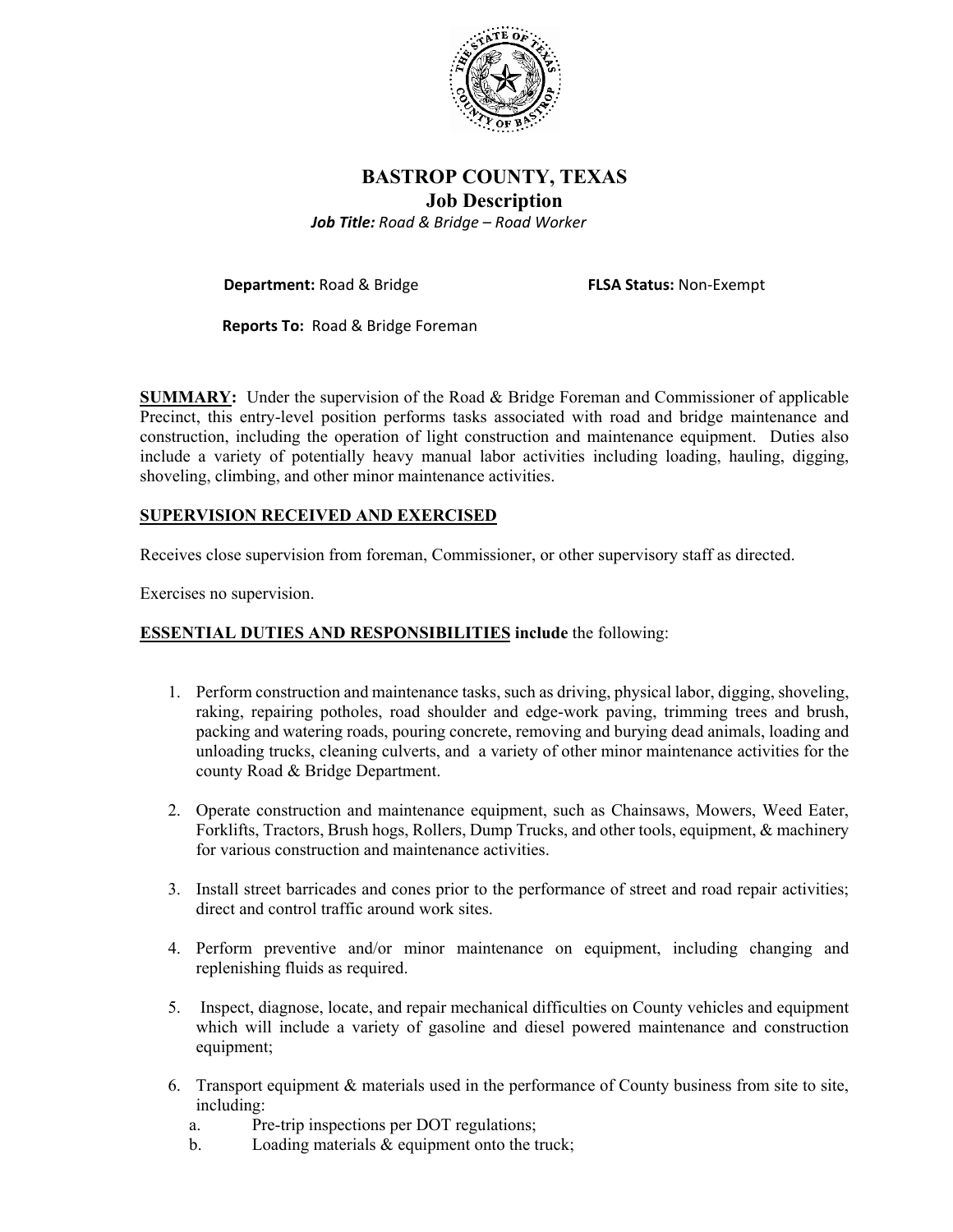# BASTROP COUNTY, TEXAS

## Job Description

***Job Title:*** *Road & Bridge – Road Worker*

**Department:** Road & Bridge **FLSA Status:** Non-Exempt

**Reports To:** Road & Bridge Foreman

**SUMMARY:** Under the supervision of the Road & Bridge Foreman and Commissioner of applicable Precinct, this entry-level position performs tasks associated with road and bridge maintenance and construction, including the operation of light construction and maintenance equipment. Duties also include a variety of potentially heavy manual labor activities including loading, hauling, digging, shoveling, climbing, and other minor maintenance activities.

**SUPERVISION RECEIVED AND EXERCISED**

Receives close supervision from foreman, Commissioner, or other supervisory staff as directed.

Exercises no supervision.

**ESSENTIAL DUTIES AND RESPONSIBILITIES include** the following:

1. Perform construction and maintenance tasks, such as driving, physical labor, digging, shoveling, raking, repairing potholes, road shoulder and edge-work paving, trimming trees and brush, packing and watering roads, pouring concrete, removing and burying dead animals, loading and unloading trucks, cleaning culverts, and a variety of other minor maintenance activities for the county Road & Bridge Department.

2. Operate construction and maintenance equipment, such as Chainsaws, Mowers, Weed Eater, Forklifts, Tractors, Brush hogs, Rollers, Dump Trucks, and other tools, equipment, & machinery for various construction and maintenance activities.

3. Install street barricades and cones prior to the performance of street and road repair activities; direct and control traffic around work sites.

4. Perform preventive and/or minor maintenance on equipment, including changing and replenishing fluids as required.

5. Inspect, diagnose, locate, and repair mechanical difficulties on County vehicles and equipment which will include a variety of gasoline and diesel powered maintenance and construction equipment;

6. Transport equipment & materials used in the performance of County business from site to site, including:
   a. Pre-trip inspections per DOT regulations;
   b. Loading materials & equipment onto the truck;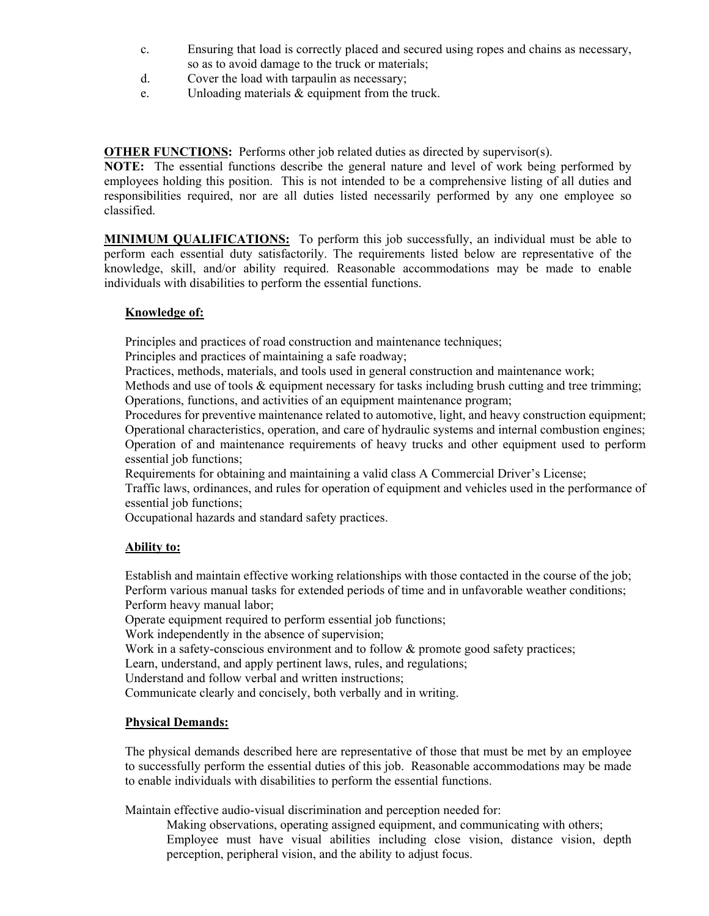c. Ensuring that load is correctly placed and secured using ropes and chains as necessary, so as to avoid damage to the truck or materials;
d. Cover the load with tarpaulin as necessary;
e. Unloading materials & equipment from the truck.

**OTHER FUNCTIONS:** Performs other job related duties as directed by supervisor(s).

**NOTE:** The essential functions describe the general nature and level of work being performed by employees holding this position. This is not intended to be a comprehensive listing of all duties and responsibilities required, nor are all duties listed necessarily performed by any one employee so classified.

**MINIMUM QUALIFICATIONS:** To perform this job successfully, an individual must be able to perform each essential duty satisfactorily. The requirements listed below are representative of the knowledge, skill, and/or ability required. Reasonable accommodations may be made to enable individuals with disabilities to perform the essential functions.

**Knowledge of:**

Principles and practices of road construction and maintenance techniques;
Principles and practices of maintaining a safe roadway;
Practices, methods, materials, and tools used in general construction and maintenance work;
Methods and use of tools & equipment necessary for tasks including brush cutting and tree trimming;
Operations, functions, and activities of an equipment maintenance program;
Procedures for preventive maintenance related to automotive, light, and heavy construction equipment;
Operational characteristics, operation, and care of hydraulic systems and internal combustion engines;
Operation of and maintenance requirements of heavy trucks and other equipment used to perform essential job functions;
Requirements for obtaining and maintaining a valid class A Commercial Driver's License;
Traffic laws, ordinances, and rules for operation of equipment and vehicles used in the performance of essential job functions;
Occupational hazards and standard safety practices.

**Ability to:**

Establish and maintain effective working relationships with those contacted in the course of the job;
Perform various manual tasks for extended periods of time and in unfavorable weather conditions;
Perform heavy manual labor;
Operate equipment required to perform essential job functions;
Work independently in the absence of supervision;
Work in a safety-conscious environment and to follow & promote good safety practices;
Learn, understand, and apply pertinent laws, rules, and regulations;
Understand and follow verbal and written instructions;
Communicate clearly and concisely, both verbally and in writing.

**Physical Demands:**

The physical demands described here are representative of those that must be met by an employee to successfully perform the essential duties of this job. Reasonable accommodations may be made to enable individuals with disabilities to perform the essential functions.

Maintain effective audio-visual discrimination and perception needed for:

Making observations, operating assigned equipment, and communicating with others;
Employee must have visual abilities including close vision, distance vision, depth perception, peripheral vision, and the ability to adjust focus.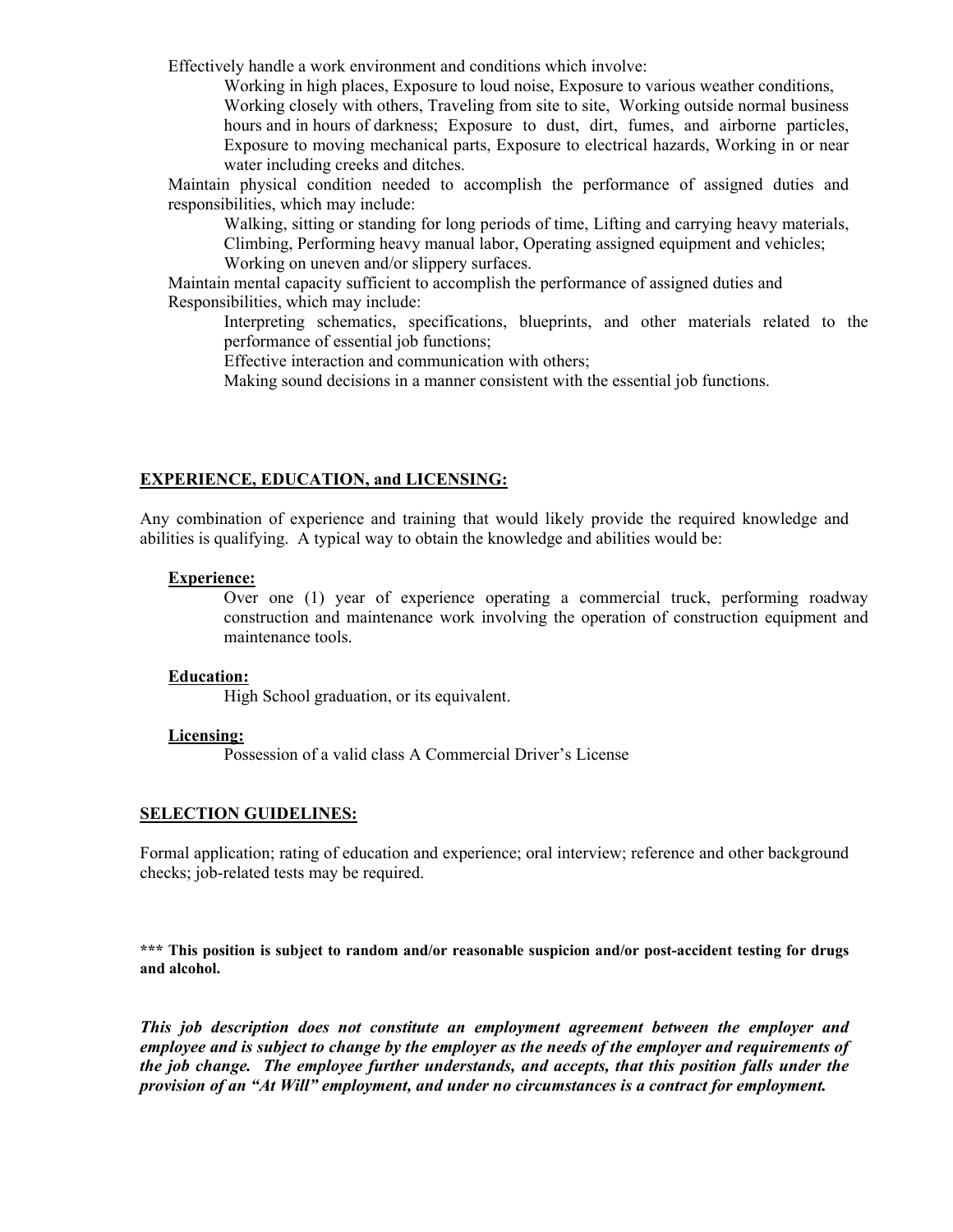Effectively handle a work environment and conditions which involve:

- Working in high places, Exposure to loud noise, Exposure to various weather conditions, Working closely with others, Traveling from site to site, Working outside normal business hours and in hours of darkness; Exposure to dust, dirt, fumes, and airborne particles, Exposure to moving mechanical parts, Exposure to electrical hazards, Working in or near water including creeks and ditches.

Maintain physical condition needed to accomplish the performance of assigned duties and responsibilities, which may include:

- Walking, sitting or standing for long periods of time, Lifting and carrying heavy materials, Climbing, Performing heavy manual labor, Operating assigned equipment and vehicles; Working on uneven and/or slippery surfaces.

Maintain mental capacity sufficient to accomplish the performance of assigned duties and Responsibilities, which may include:

- Interpreting schematics, specifications, blueprints, and other materials related to the performance of essential job functions;
- Effective interaction and communication with others;
- Making sound decisions in a manner consistent with the essential job functions.

## EXPERIENCE, EDUCATION, and LICENSING:

Any combination of experience and training that would likely provide the required knowledge and abilities is qualifying. A typical way to obtain the knowledge and abilities would be:

### Experience:

Over one (1) year of experience operating a commercial truck, performing roadway construction and maintenance work involving the operation of construction equipment and maintenance tools.

### Education:

High School graduation, or its equivalent.

### Licensing:

Possession of a valid class A Commercial Driver's License

## SELECTION GUIDELINES:

Formal application; rating of education and experience; oral interview; reference and other background checks; job-related tests may be required.

**\*\*\* This position is subject to random and/or reasonable suspicion and/or post-accident testing for drugs and alcohol.**

***This job description does not constitute an employment agreement between the employer and employee and is subject to change by the employer as the needs of the employer and requirements of the job change. The employee further understands, and accepts, that this position falls under the provision of an "At Will" employment, and under no circumstances is a contract for employment.***